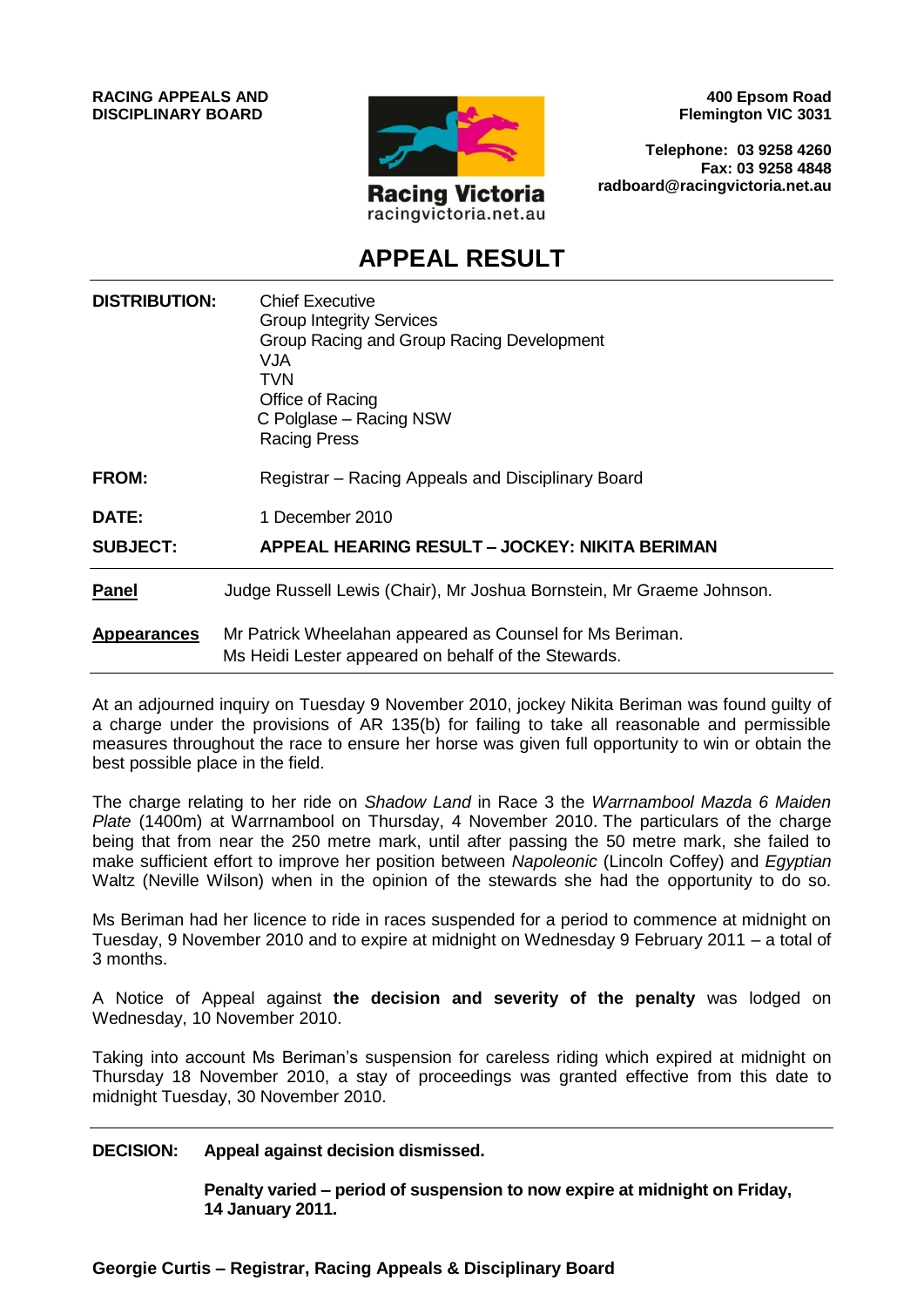**RACING APPEALS AND DISCIPLINARY BOARD**

Racing Victoria
racingvictoria.net.au

**400 Epsom Road**
**Flemington VIC 3031**

**Telephone: 03 9258 4260**
**Fax: 03 9258 4848**
**radboard@racingvictoria.net.au**

# APPEAL RESULT

| | |
|---|---|
| **DISTRIBUTION:** | Chief Executive<br>Group Integrity Services<br>Group Racing and Group Racing Development<br>VJA<br>TVN<br>Office of Racing<br>C Polglase – Racing NSW<br>Racing Press |
| **FROM:** | Registrar – Racing Appeals and Disciplinary Board |
| **DATE:** | 1 December 2010 |
| **SUBJECT:** | **APPEAL HEARING RESULT – JOCKEY: NIKITA BERIMAN** |

| | |
|---|---|
| **Panel** | Judge Russell Lewis (Chair), Mr Joshua Bornstein, Mr Graeme Johnson. |
| **Appearances** | Mr Patrick Wheelahan appeared as Counsel for Ms Beriman.<br>Ms Heidi Lester appeared on behalf of the Stewards. |

At an adjourned inquiry on Tuesday 9 November 2010, jockey Nikita Beriman was found guilty of a charge under the provisions of AR 135(b) for failing to take all reasonable and permissible measures throughout the race to ensure her horse was given full opportunity to win or obtain the best possible place in the field.

The charge relating to her ride on *Shadow Land* in Race 3 the *Warrnambool Mazda 6 Maiden Plate* (1400m) at Warrnambool on Thursday, 4 November 2010. The particulars of the charge being that from near the 250 metre mark, until after passing the 50 metre mark, she failed to make sufficient effort to improve her position between *Napoleonic* (Lincoln Coffey) and *Egyptian* Waltz (Neville Wilson) when in the opinion of the stewards she had the opportunity to do so.

Ms Beriman had her licence to ride in races suspended for a period to commence at midnight on Tuesday, 9 November 2010 and to expire at midnight on Wednesday 9 February 2011 – a total of 3 months.

A Notice of Appeal against **the decision and severity of the penalty** was lodged on Wednesday, 10 November 2010.

Taking into account Ms Beriman's suspension for careless riding which expired at midnight on Thursday 18 November 2010, a stay of proceedings was granted effective from this date to midnight Tuesday, 30 November 2010.

---

**DECISION: Appeal against decision dismissed.**

**Penalty varied – period of suspension to now expire at midnight on Friday, 14 January 2011.**

**Georgie Curtis – Registrar, Racing Appeals & Disciplinary Board**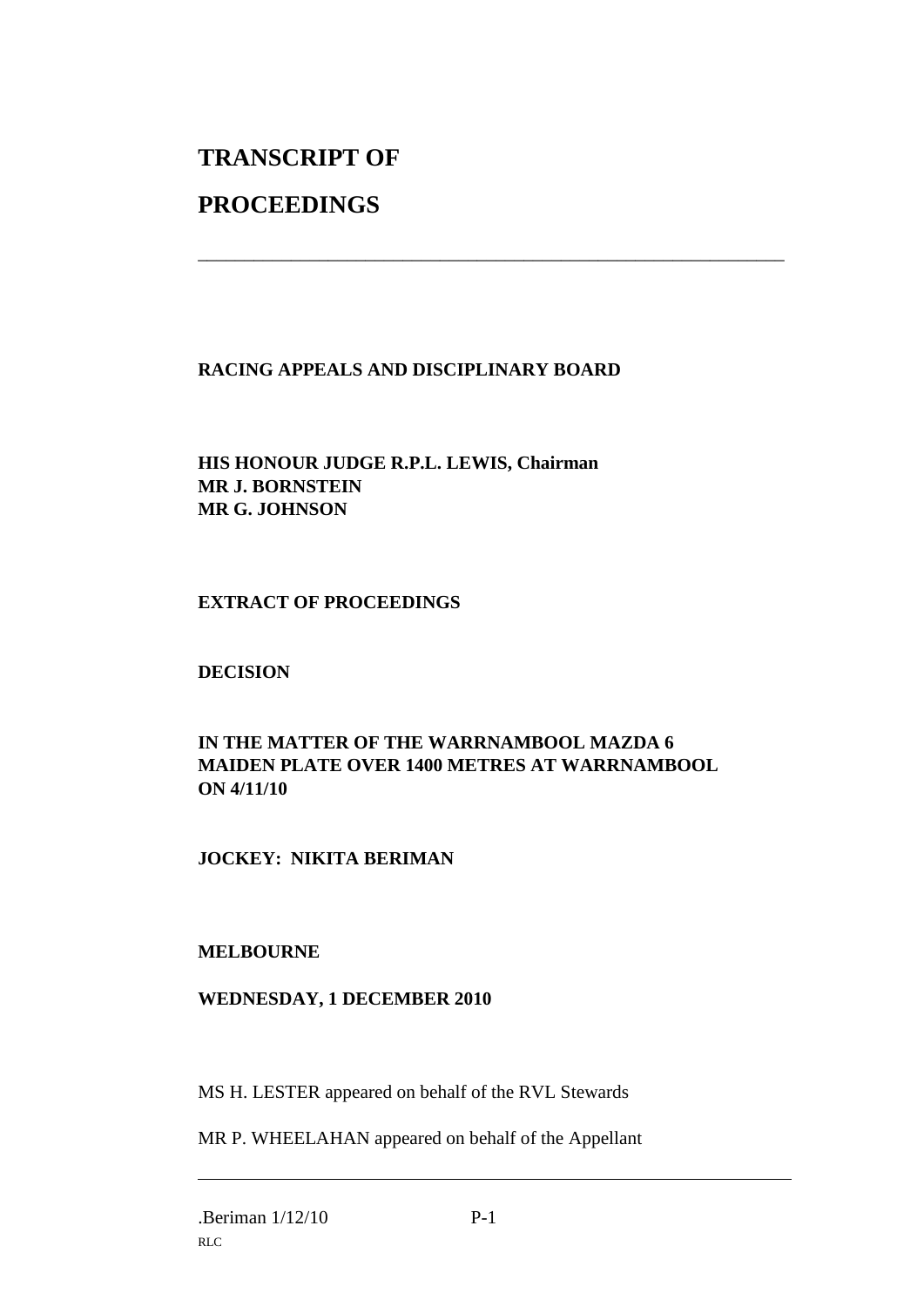# TRANSCRIPT OF

# PROCEEDINGS

---

**RACING APPEALS AND DISCIPLINARY BOARD**

**HIS HONOUR JUDGE R.P.L. LEWIS, Chairman**
**MR J. BORNSTEIN**
**MR G. JOHNSON**

**EXTRACT OF PROCEEDINGS**

**DECISION**

**IN THE MATTER OF THE WARRNAMBOOL MAZDA 6 MAIDEN PLATE OVER 1400 METRES AT WARRNAMBOOL ON 4/11/10**

**JOCKEY: NIKITA BERIMAN**

**MELBOURNE**

**WEDNESDAY, 1 DECEMBER 2010**

MS H. LESTER appeared on behalf of the RVL Stewards

MR P. WHEELAHAN appeared on behalf of the Appellant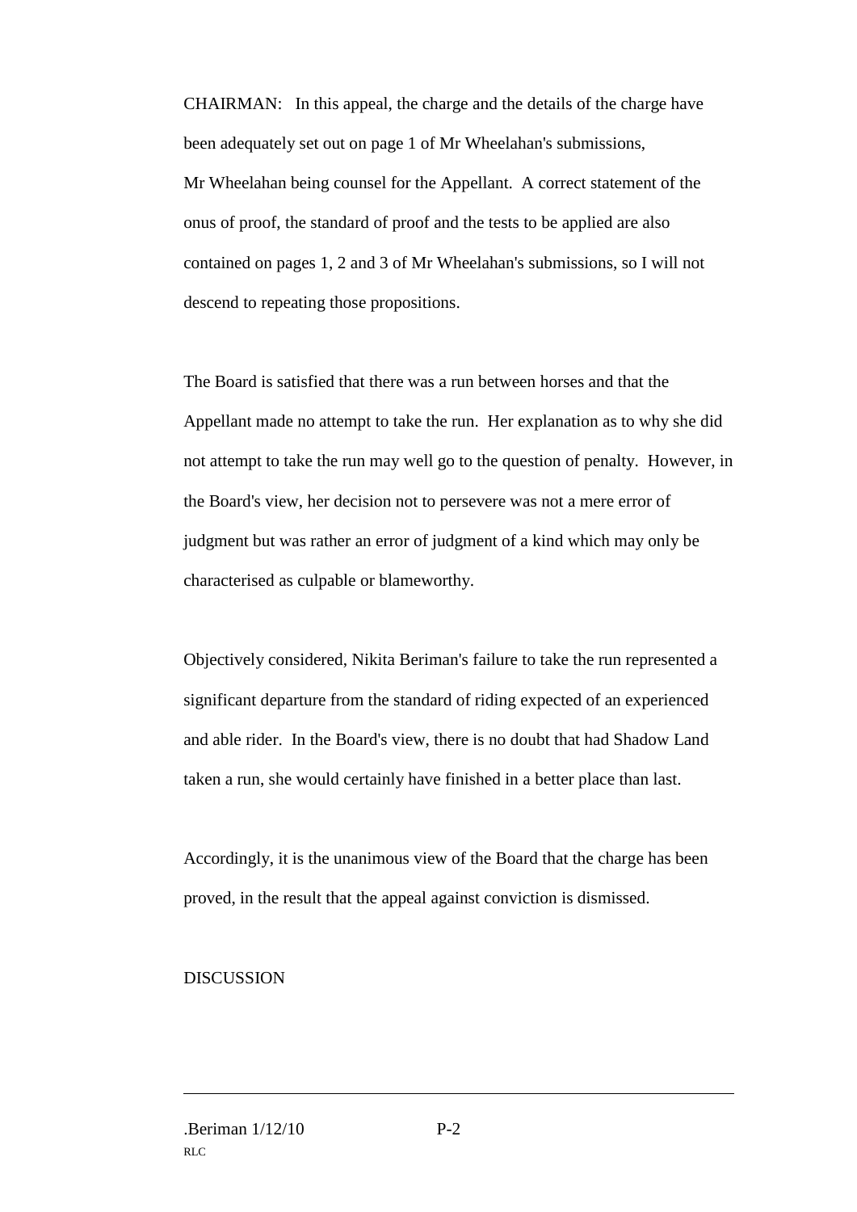CHAIRMAN: In this appeal, the charge and the details of the charge have been adequately set out on page 1 of Mr Wheelahan's submissions, Mr Wheelahan being counsel for the Appellant. A correct statement of the onus of proof, the standard of proof and the tests to be applied are also contained on pages 1, 2 and 3 of Mr Wheelahan's submissions, so I will not descend to repeating those propositions.

The Board is satisfied that there was a run between horses and that the Appellant made no attempt to take the run. Her explanation as to why she did not attempt to take the run may well go to the question of penalty. However, in the Board's view, her decision not to persevere was not a mere error of judgment but was rather an error of judgment of a kind which may only be characterised as culpable or blameworthy.

Objectively considered, Nikita Beriman's failure to take the run represented a significant departure from the standard of riding expected of an experienced and able rider. In the Board's view, there is no doubt that had Shadow Land taken a run, she would certainly have finished in a better place than last.

Accordingly, it is the unanimous view of the Board that the charge has been proved, in the result that the appeal against conviction is dismissed.

DISCUSSION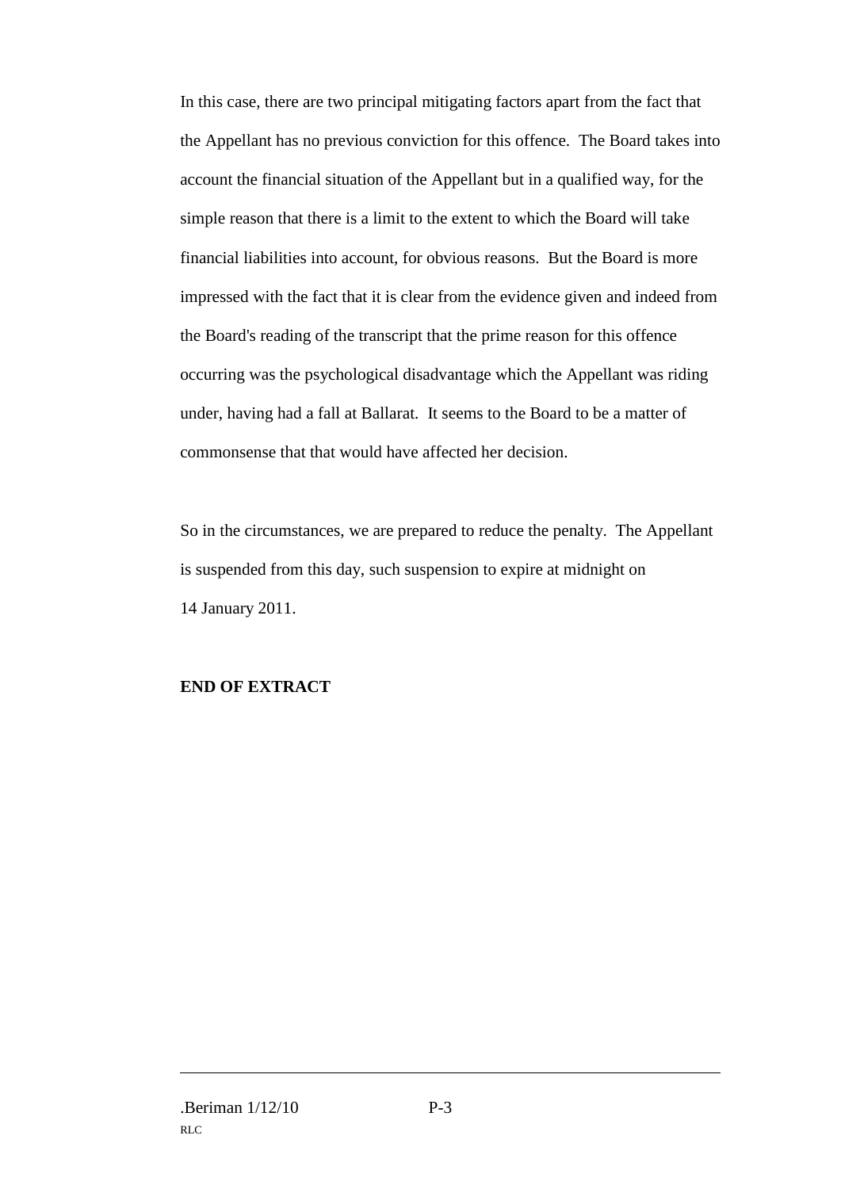In this case, there are two principal mitigating factors apart from the fact that the Appellant has no previous conviction for this offence. The Board takes into account the financial situation of the Appellant but in a qualified way, for the simple reason that there is a limit to the extent to which the Board will take financial liabilities into account, for obvious reasons. But the Board is more impressed with the fact that it is clear from the evidence given and indeed from the Board's reading of the transcript that the prime reason for this offence occurring was the psychological disadvantage which the Appellant was riding under, having had a fall at Ballarat. It seems to the Board to be a matter of commonsense that that would have affected her decision.

So in the circumstances, we are prepared to reduce the penalty. The Appellant is suspended from this day, such suspension to expire at midnight on 14 January 2011.

**END OF EXTRACT**